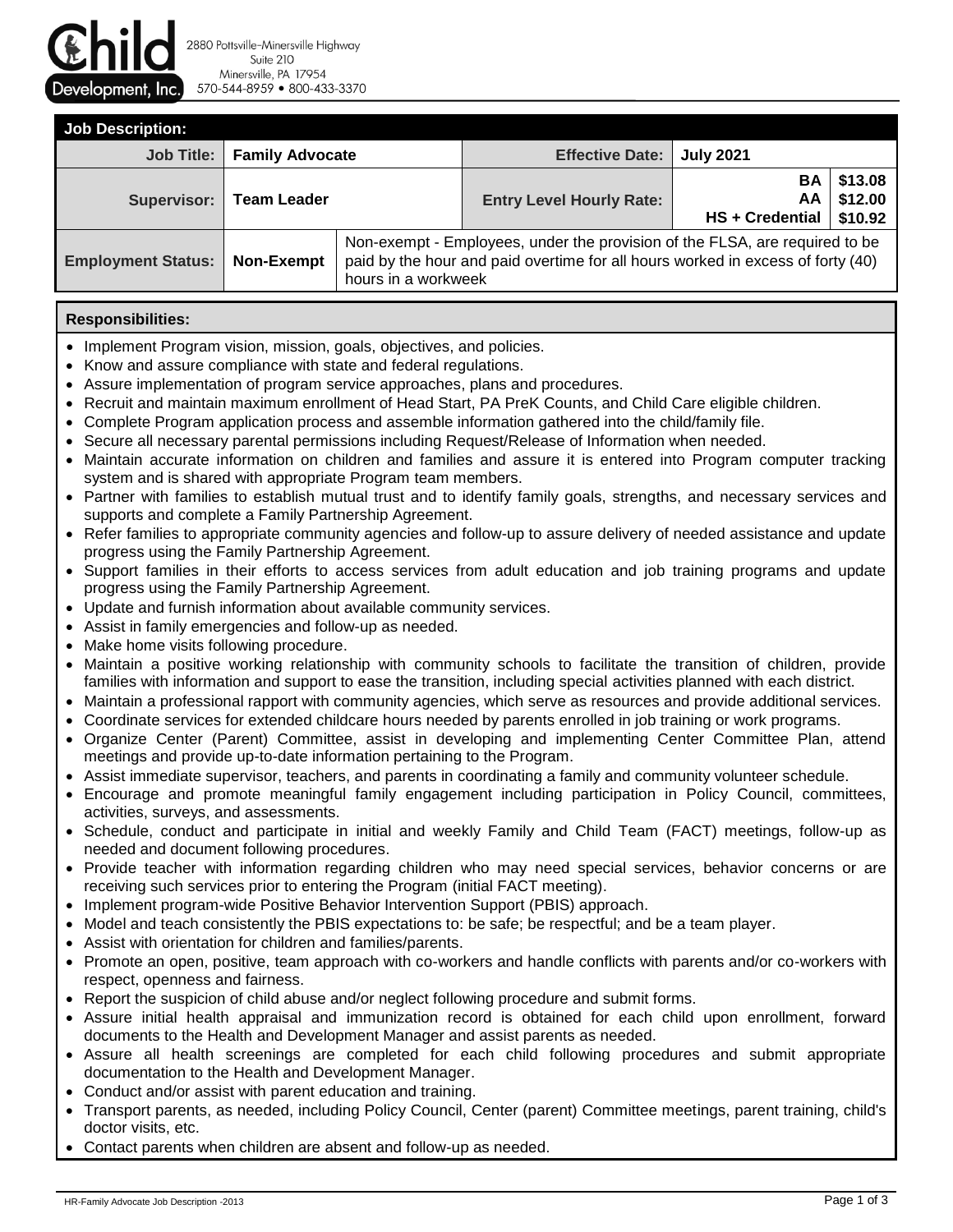Child Development, Inc.
2880 Pottsville-Minersville Highway
Suite 210
Minersville, PA 17954
570-544-8959 • 800-433-3370

## Job Description:

| Job Title: | Family Advocate | | Effective Date: | July 2021 | |
|---|---|---|---|---|---|
| Supervisor: | Team Leader | | Entry Level Hourly Rate: | BA<br>AA<br>HS + Credential | $13.08<br>$12.00<br>$10.92 |
| Employment Status: | Non-Exempt | Non-exempt - Employees, under the provision of the FLSA, are required to be paid by the hour and paid overtime for all hours worked in excess of forty (40) hours in a workweek | | | |

## Responsibilities:

- Implement Program vision, mission, goals, objectives, and policies.
- Know and assure compliance with state and federal regulations.
- Assure implementation of program service approaches, plans and procedures.
- Recruit and maintain maximum enrollment of Head Start, PA PreK Counts, and Child Care eligible children.
- Complete Program application process and assemble information gathered into the child/family file.
- Secure all necessary parental permissions including Request/Release of Information when needed.
- Maintain accurate information on children and families and assure it is entered into Program computer tracking system and is shared with appropriate Program team members.
- Partner with families to establish mutual trust and to identify family goals, strengths, and necessary services and supports and complete a Family Partnership Agreement.
- Refer families to appropriate community agencies and follow-up to assure delivery of needed assistance and update progress using the Family Partnership Agreement.
- Support families in their efforts to access services from adult education and job training programs and update progress using the Family Partnership Agreement.
- Update and furnish information about available community services.
- Assist in family emergencies and follow-up as needed.
- Make home visits following procedure.
- Maintain a positive working relationship with community schools to facilitate the transition of children, provide families with information and support to ease the transition, including special activities planned with each district.
- Maintain a professional rapport with community agencies, which serve as resources and provide additional services.
- Coordinate services for extended childcare hours needed by parents enrolled in job training or work programs.
- Organize Center (Parent) Committee, assist in developing and implementing Center Committee Plan, attend meetings and provide up-to-date information pertaining to the Program.
- Assist immediate supervisor, teachers, and parents in coordinating a family and community volunteer schedule.
- Encourage and promote meaningful family engagement including participation in Policy Council, committees, activities, surveys, and assessments.
- Schedule, conduct and participate in initial and weekly Family and Child Team (FACT) meetings, follow-up as needed and document following procedures.
- Provide teacher with information regarding children who may need special services, behavior concerns or are receiving such services prior to entering the Program (initial FACT meeting).
- Implement program-wide Positive Behavior Intervention Support (PBIS) approach.
- Model and teach consistently the PBIS expectations to: be safe; be respectful; and be a team player.
- Assist with orientation for children and families/parents.
- Promote an open, positive, team approach with co-workers and handle conflicts with parents and/or co-workers with respect, openness and fairness.
- Report the suspicion of child abuse and/or neglect following procedure and submit forms.
- Assure initial health appraisal and immunization record is obtained for each child upon enrollment, forward documents to the Health and Development Manager and assist parents as needed.
- Assure all health screenings are completed for each child following procedures and submit appropriate documentation to the Health and Development Manager.
- Conduct and/or assist with parent education and training.
- Transport parents, as needed, including Policy Council, Center (parent) Committee meetings, parent training, child's doctor visits, etc.
- Contact parents when children are absent and follow-up as needed.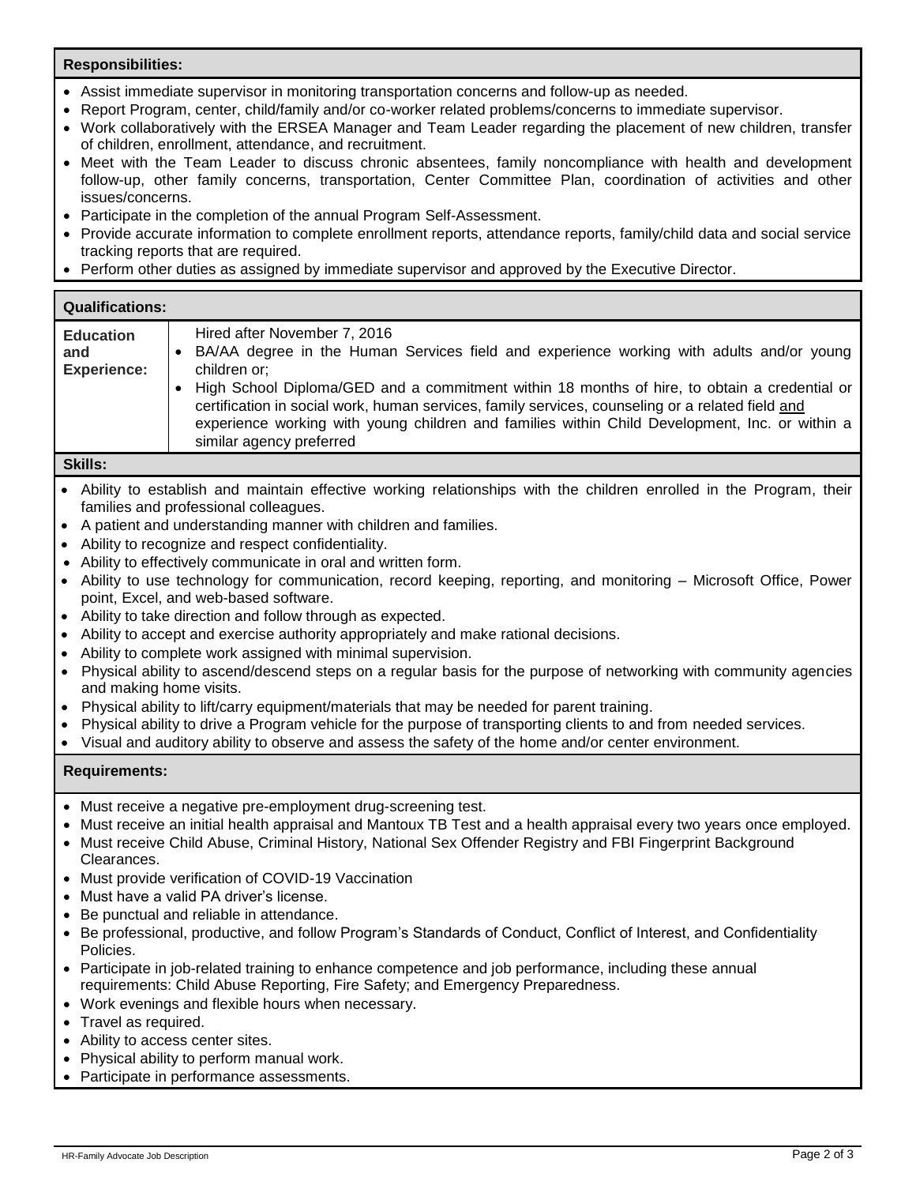## Responsibilities:

- Assist immediate supervisor in monitoring transportation concerns and follow-up as needed.
- Report Program, center, child/family and/or co-worker related problems/concerns to immediate supervisor.
- Work collaboratively with the ERSEA Manager and Team Leader regarding the placement of new children, transfer of children, enrollment, attendance, and recruitment.
- Meet with the Team Leader to discuss chronic absentees, family noncompliance with health and development follow-up, other family concerns, transportation, Center Committee Plan, coordination of activities and other issues/concerns.
- Participate in the completion of the annual Program Self-Assessment.
- Provide accurate information to complete enrollment reports, attendance reports, family/child data and social service tracking reports that are required.
- Perform other duties as assigned by immediate supervisor and approved by the Executive Director.

## Qualifications:

| | |
|---|---|
| **Education and Experience:** | Hired after November 7, 2016<br>• BA/AA degree in the Human Services field and experience working with adults and/or young children or;<br>• High School Diploma/GED and a commitment within 18 months of hire, to obtain a credential or certification in social work, human services, family services, counseling or a related field <u>and</u> experience working with young children and families within Child Development, Inc. or within a similar agency preferred |

## Skills:

- Ability to establish and maintain effective working relationships with the children enrolled in the Program, their families and professional colleagues.
- A patient and understanding manner with children and families.
- Ability to recognize and respect confidentiality.
- Ability to effectively communicate in oral and written form.
- Ability to use technology for communication, record keeping, reporting, and monitoring – Microsoft Office, Power point, Excel, and web-based software.
- Ability to take direction and follow through as expected.
- Ability to accept and exercise authority appropriately and make rational decisions.
- Ability to complete work assigned with minimal supervision.
- Physical ability to ascend/descend steps on a regular basis for the purpose of networking with community agencies and making home visits.
- Physical ability to lift/carry equipment/materials that may be needed for parent training.
- Physical ability to drive a Program vehicle for the purpose of transporting clients to and from needed services.
- Visual and auditory ability to observe and assess the safety of the home and/or center environment.

## Requirements:

- Must receive a negative pre-employment drug-screening test.
- Must receive an initial health appraisal and Mantoux TB Test and a health appraisal every two years once employed.
- Must receive Child Abuse, Criminal History, National Sex Offender Registry and FBI Fingerprint Background Clearances.
- Must provide verification of COVID-19 Vaccination
- Must have a valid PA driver's license.
- Be punctual and reliable in attendance.
- Be professional, productive, and follow Program's Standards of Conduct, Conflict of Interest, and Confidentiality Policies.
- Participate in job-related training to enhance competence and job performance, including these annual requirements: Child Abuse Reporting, Fire Safety; and Emergency Preparedness.
- Work evenings and flexible hours when necessary.
- Travel as required.
- Ability to access center sites.
- Physical ability to perform manual work.
- Participate in performance assessments.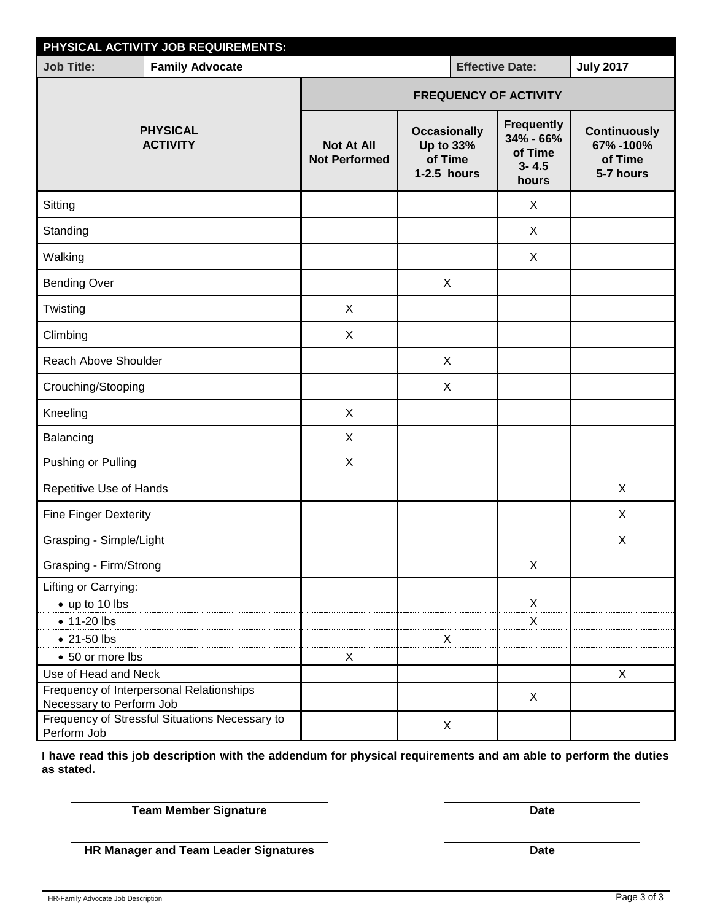## PHYSICAL ACTIVITY JOB REQUIREMENTS:

| Job Title: | Family Advocate | Effective Date: | July 2017 |
|---|---|---|---|

| PHYSICAL ACTIVITY | FREQUENCY OF ACTIVITY | | | |
|---|---|---|---|---|
| | **Not At All Not Performed** | **Occasionally Up to 33% of Time 1-2.5 hours** | **Frequently 34% - 66% of Time 3- 4.5 hours** | **Continuously 67% -100% of Time 5-7 hours** |
| Sitting | | | X | |
| Standing | | | X | |
| Walking | | | X | |
| Bending Over | | X | | |
| Twisting | X | | | |
| Climbing | X | | | |
| Reach Above Shoulder | | X | | |
| Crouching/Stooping | | X | | |
| Kneeling | X | | | |
| Balancing | X | | | |
| Pushing or Pulling | X | | | |
| Repetitive Use of Hands | | | | X |
| Fine Finger Dexterity | | | | X |
| Grasping - Simple/Light | | | | X |
| Grasping - Firm/Strong | | | X | |
| Lifting or Carrying: | | | | |
| • up to 10 lbs | | | X | |
| • 11-20 lbs | | | X | |
| • 21-50 lbs | | X | | |
| • 50 or more lbs | X | | | |
| Use of Head and Neck | | | | X |
| Frequency of Interpersonal Relationships Necessary to Perform Job | | | X | |
| Frequency of Stressful Situations Necessary to Perform Job | | X | | |

**I have read this job description with the addendum for physical requirements and am able to perform the duties as stated.**

______________________________ ______________________________
**Team Member Signature** **Date**

______________________________ ______________________________
**HR Manager and Team Leader Signatures** **Date**